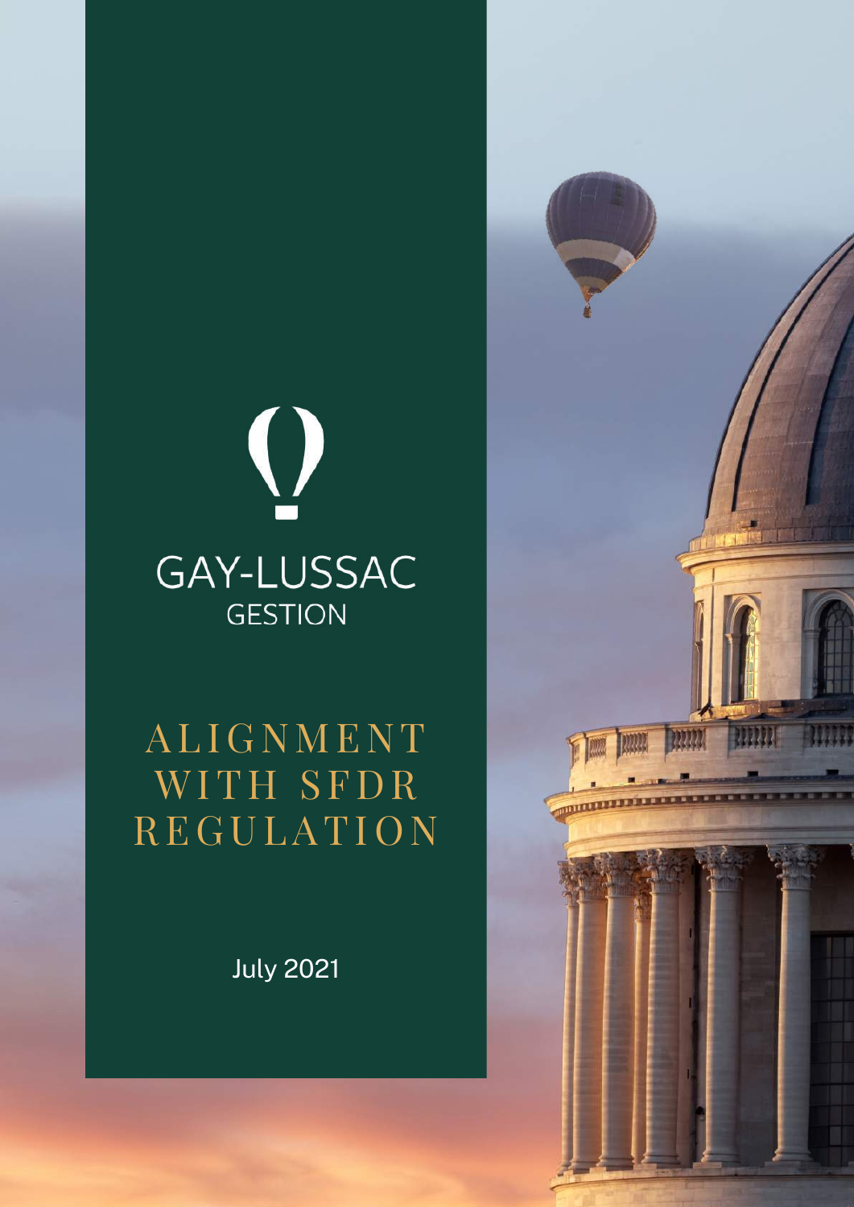GAY-LUSSAC
GESTION

# ALIGNMENT WITH SFDR REGULATION

July 2021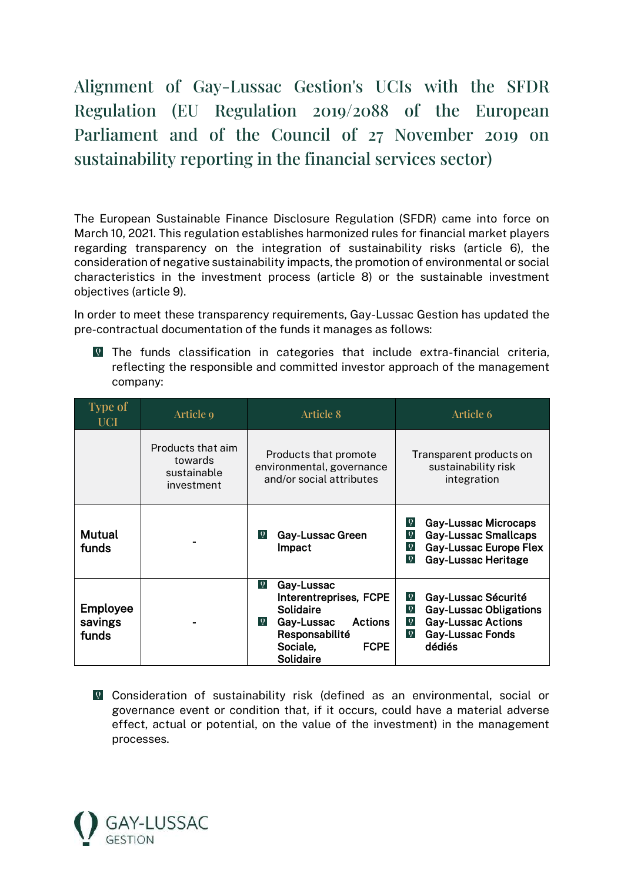# Alignment of Gay-Lussac Gestion's UCIs with the SFDR Regulation (EU Regulation 2019/2088 of the European Parliament and of the Council of 27 November 2019 on sustainability reporting in the financial services sector)

The European Sustainable Finance Disclosure Regulation (SFDR) came into force on March 10, 2021. This regulation establishes harmonized rules for financial market players regarding transparency on the integration of sustainability risks (article 6), the consideration of negative sustainability impacts, the promotion of environmental or social characteristics in the investment process (article 8) or the sustainable investment objectives (article 9).

In order to meet these transparency requirements, Gay-Lussac Gestion has updated the pre-contractual documentation of the funds it manages as follows:

- The funds classification in categories that include extra-financial criteria, reflecting the responsible and committed investor approach of the management company:

| Type of UCI | Article 9 | Article 8 | Article 6 |
|---|---|---|---|
| | Products that aim towards sustainable investment | Products that promote environmental, governance and/or social attributes | Transparent products on sustainability risk integration |
| **Mutual funds** | - | • **Gay-Lussac Green Impact** | • **Gay-Lussac Microcaps**<br>• **Gay-Lussac Smallcaps**<br>• **Gay-Lussac Europe Flex**<br>• **Gay-Lussac Heritage** |
| **Employee savings funds** | - | • **Gay-Lussac Interentreprises, FCPE Solidaire**<br>• **Gay-Lussac Actions Responsabilité Sociale, FCPE Solidaire** | • **Gay-Lussac Sécurité**<br>• **Gay-Lussac Obligations**<br>• **Gay-Lussac Actions**<br>• **Gay-Lussac Fonds dédiés** |

- Consideration of sustainability risk (defined as an environmental, social or governance event or condition that, if it occurs, could have a material adverse effect, actual or potential, on the value of the investment) in the management processes.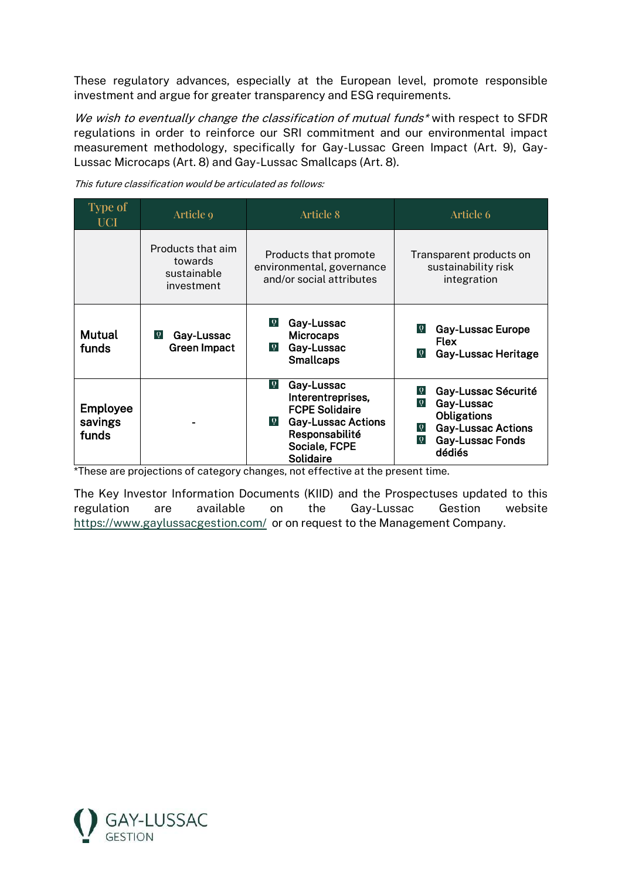These regulatory advances, especially at the European level, promote responsible investment and argue for greater transparency and ESG requirements.

*We wish to eventually change the classification of mutual funds** with respect to SFDR regulations in order to reinforce our SRI commitment and our environmental impact measurement methodology, specifically for Gay-Lussac Green Impact (Art. 9), Gay-Lussac Microcaps (Art. 8) and Gay-Lussac Smallcaps (Art. 8).

*This future classification would be articulated as follows:*

| Type of UCI | Article 9 | Article 8 | Article 6 |
|---|---|---|---|
| | Products that aim towards sustainable investment | Products that promote environmental, governance and/or social attributes | Transparent products on sustainability risk integration |
| **Mutual funds** | **Gay-Lussac Green Impact** | **Gay-Lussac Microcaps**<br>**Gay-Lussac Smallcaps** | **Gay-Lussac Europe Flex**<br>**Gay-Lussac Heritage** |
| **Employee savings funds** | - | **Gay-Lussac Interentreprises, FCPE Solidaire**<br>**Gay-Lussac Actions Responsabilité Sociale, FCPE Solidaire** | **Gay-Lussac Sécurité**<br>**Gay-Lussac Obligations**<br>**Gay-Lussac Actions**<br>**Gay-Lussac Fonds dédiés** |

*These are projections of category changes, not effective at the present time.

The Key Investor Information Documents (KIID) and the Prospectuses updated to this regulation are available on the Gay-Lussac Gestion website https://www.gaylussacgestion.com/ or on request to the Management Company.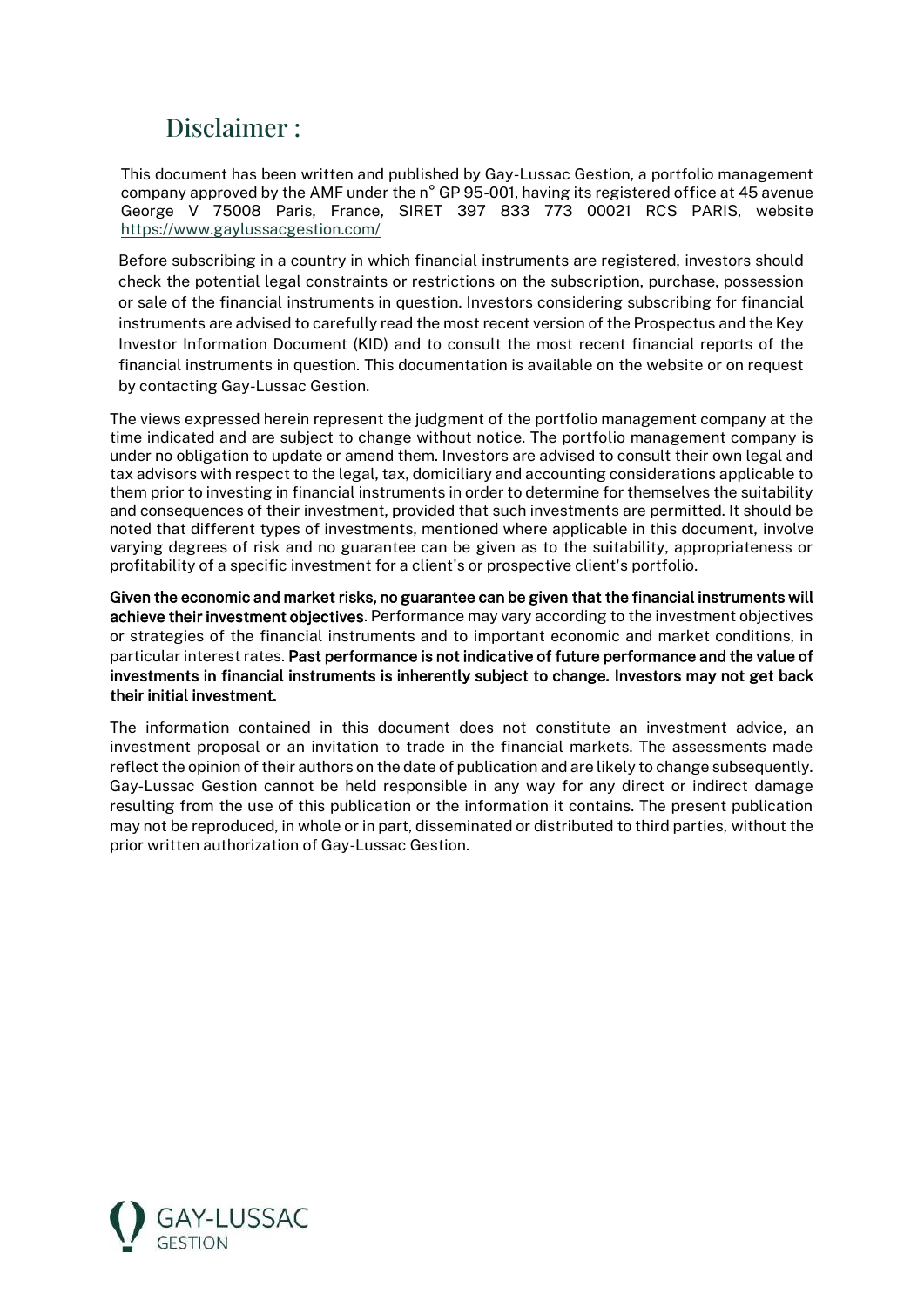# Disclaimer :

This document has been written and published by Gay-Lussac Gestion, a portfolio management company approved by the AMF under the n° GP 95-001, having its registered office at 45 avenue George V 75008 Paris, France, SIRET 397 833 773 00021 RCS PARIS, website https://www.gaylussacgestion.com/

Before subscribing in a country in which financial instruments are registered, investors should check the potential legal constraints or restrictions on the subscription, purchase, possession or sale of the financial instruments in question. Investors considering subscribing for financial instruments are advised to carefully read the most recent version of the Prospectus and the Key Investor Information Document (KID) and to consult the most recent financial reports of the financial instruments in question. This documentation is available on the website or on request by contacting Gay-Lussac Gestion.

The views expressed herein represent the judgment of the portfolio management company at the time indicated and are subject to change without notice. The portfolio management company is under no obligation to update or amend them. Investors are advised to consult their own legal and tax advisors with respect to the legal, tax, domiciliary and accounting considerations applicable to them prior to investing in financial instruments in order to determine for themselves the suitability and consequences of their investment, provided that such investments are permitted. It should be noted that different types of investments, mentioned where applicable in this document, involve varying degrees of risk and no guarantee can be given as to the suitability, appropriateness or profitability of a specific investment for a client's or prospective client's portfolio.

**Given the economic and market risks, no guarantee can be given that the financial instruments will achieve their investment objectives**. Performance may vary according to the investment objectives or strategies of the financial instruments and to important economic and market conditions, in particular interest rates. **Past performance is not indicative of future performance and the value of investments in financial instruments is inherently subject to change. Investors may not get back their initial investment.**

The information contained in this document does not constitute an investment advice, an investment proposal or an invitation to trade in the financial markets. The assessments made reflect the opinion of their authors on the date of publication and are likely to change subsequently. Gay-Lussac Gestion cannot be held responsible in any way for any direct or indirect damage resulting from the use of this publication or the information it contains. The present publication may not be reproduced, in whole or in part, disseminated or distributed to third parties, without the prior written authorization of Gay-Lussac Gestion.

GAY-LUSSAC
GESTION